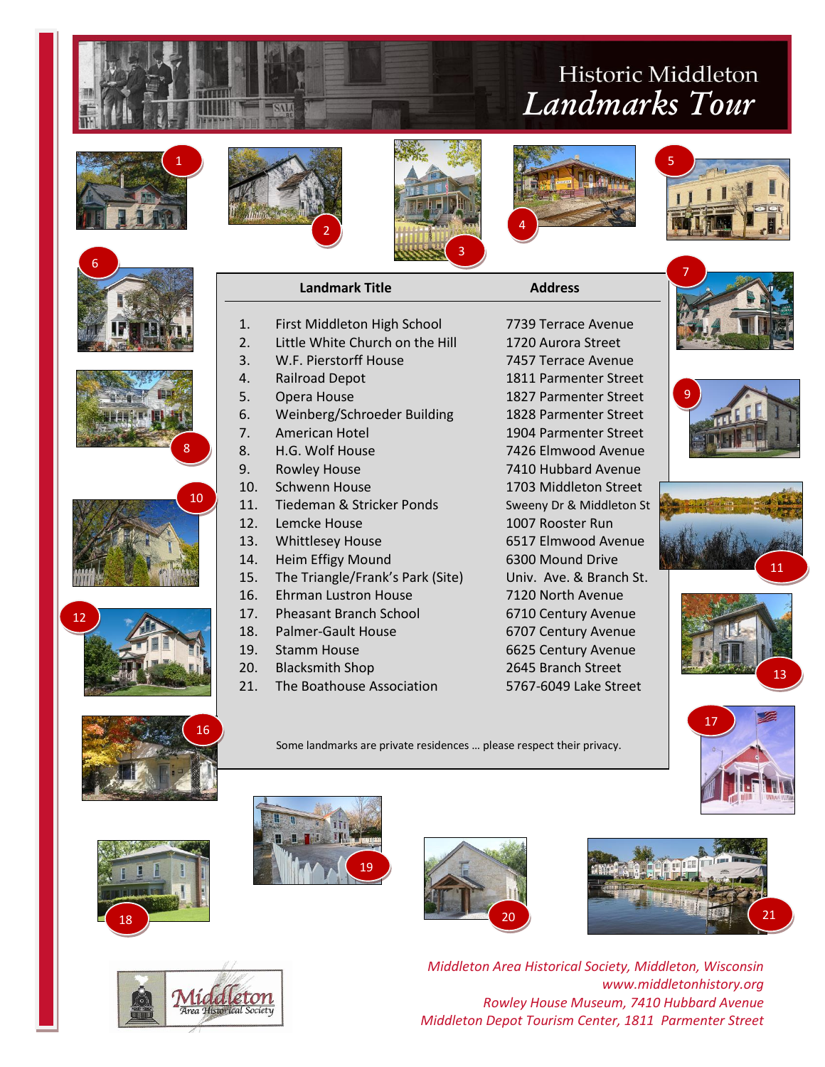# Historic Middleton
## *Landmarks Tour*

| | Landmark Title | Address |
|---|---|---|
| 1. | First Middleton High School | 7739 Terrace Avenue |
| 2. | Little White Church on the Hill | 1720 Aurora Street |
| 3. | W.F. Pierstorff House | 7457 Terrace Avenue |
| 4. | Railroad Depot | 1811 Parmenter Street |
| 5. | Opera House | 1827 Parmenter Street |
| 6. | Weinberg/Schroeder Building | 1828 Parmenter Street |
| 7. | American Hotel | 1904 Parmenter Street |
| 8. | H.G. Wolf House | 7426 Elmwood Avenue |
| 9. | Rowley House | 7410 Hubbard Avenue |
| 10. | Schwenn House | 1703 Middleton Street |
| 11. | Tiedeman & Stricker Ponds | Sweeny Dr & Middleton St |
| 12. | Lemcke House | 1007 Rooster Run |
| 13. | Whittlesey House | 6517 Elmwood Avenue |
| 14. | Heim Effigy Mound | 6300 Mound Drive |
| 15. | The Triangle/Frank's Park (Site) | Univ. Ave. & Branch St. |
| 16. | Ehrman Lustron House | 7120 North Avenue |
| 17. | Pheasant Branch School | 6710 Century Avenue |
| 18. | Palmer-Gault House | 6707 Century Avenue |
| 19. | Stamm House | 6625 Century Avenue |
| 20. | Blacksmith Shop | 2645 Branch Street |
| 21. | The Boathouse Association | 5767-6049 Lake Street |

Some landmarks are private residences … please respect their privacy.

*Middleton Area Historical Society, Middleton, Wisconsin*
*www.middletonhistory.org*
*Rowley House Museum, 7410 Hubbard Avenue*
*Middleton Depot Tourism Center, 1811 Parmenter Street*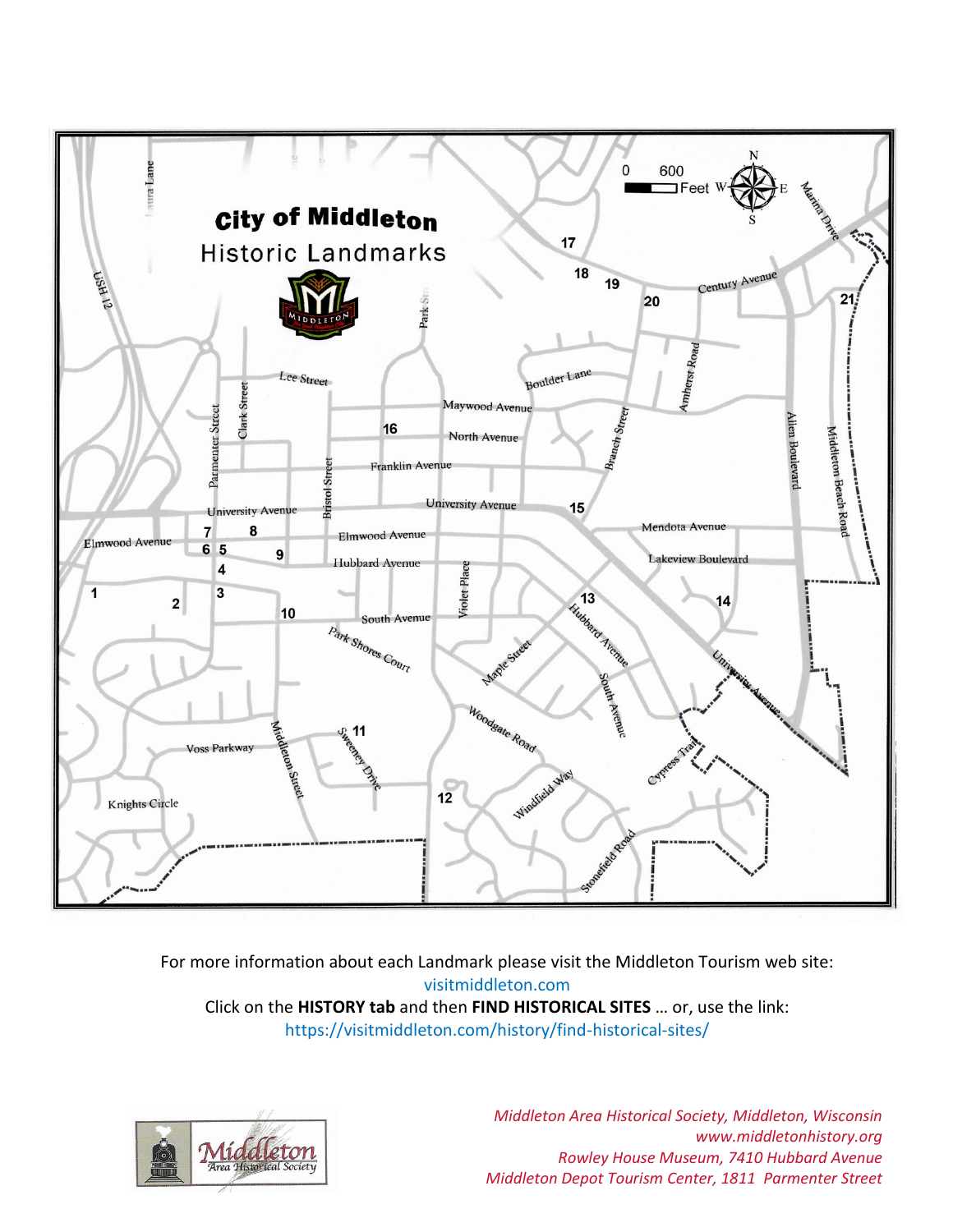# City of Middleton

## Historic Landmarks

For more information about each Landmark please visit the Middleton Tourism web site:
visitmiddleton.com
Click on the **HISTORY tab** and then **FIND HISTORICAL SITES** … or, use the link:
https://visitmiddleton.com/history/find-historical-sites/

*Middleton Area Historical Society, Middleton, Wisconsin*
*www.middletonhistory.org*
*Rowley House Museum, 7410 Hubbard Avenue*
*Middleton Depot Tourism Center, 1811 Parmenter Street*